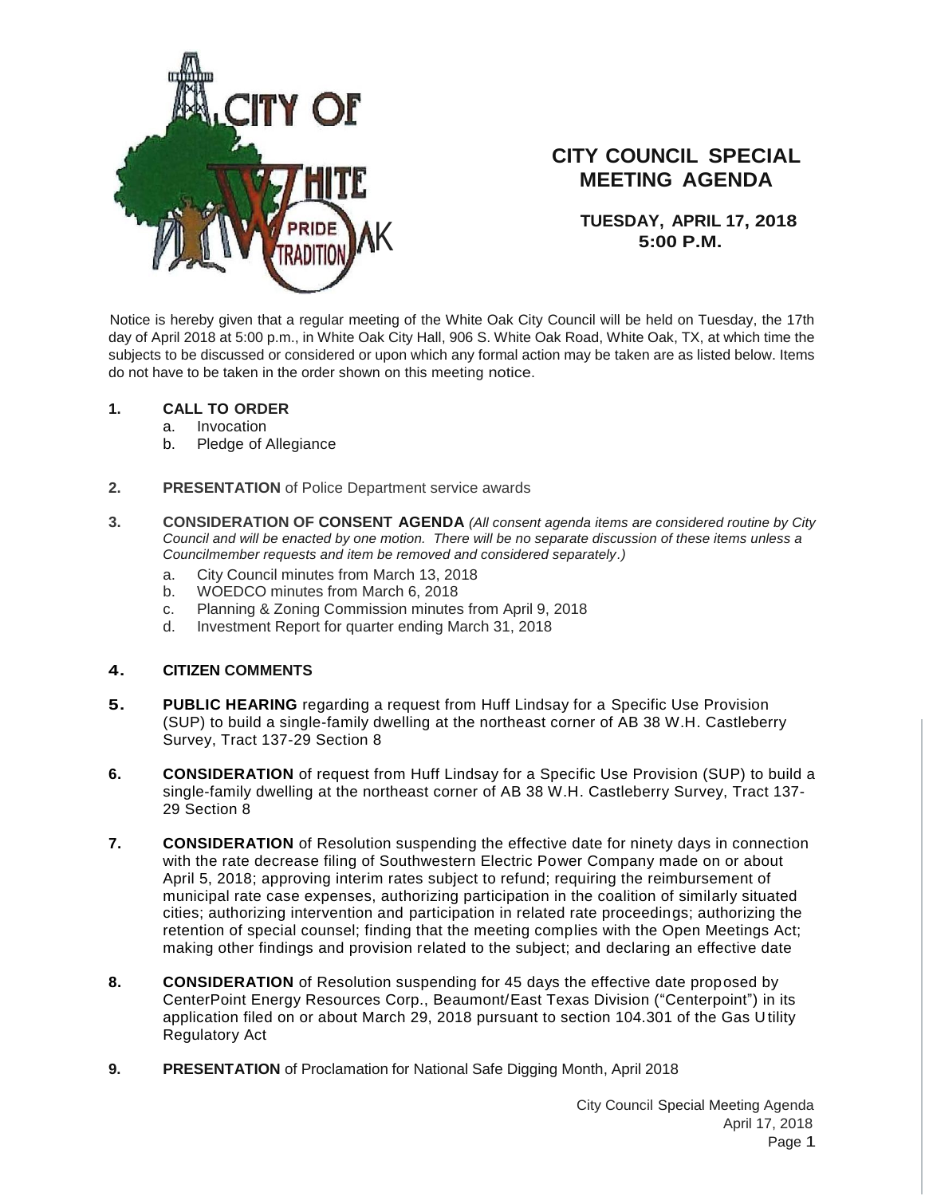# CITY COUNCIL SPECIAL MEETING AGENDA

**TUESDAY, APRIL 17, 2018**
**5:00 P.M.**

Notice is hereby given that a regular meeting of the White Oak City Council will be held on Tuesday, the 17th day of April 2018 at 5:00 p.m., in White Oak City Hall, 906 S. White Oak Road, White Oak, TX, at which time the subjects to be discussed or considered or upon which any formal action may be taken are as listed below. Items do not have to be taken in the order shown on this meeting notice.

1. **CALL TO ORDER**
   a. Invocation
   b. Pledge of Allegiance

2. **PRESENTATION** of Police Department service awards

3. **CONSIDERATION OF CONSENT AGENDA** *(All consent agenda items are considered routine by City Council and will be enacted by one motion. There will be no separate discussion of these items unless a Councilmember requests and item be removed and considered separately.)*
   a. City Council minutes from March 13, 2018
   b. WOEDCO minutes from March 6, 2018
   c. Planning & Zoning Commission minutes from April 9, 2018
   d. Investment Report for quarter ending March 31, 2018

4. **CITIZEN COMMENTS**

5. **PUBLIC HEARING** regarding a request from Huff Lindsay for a Specific Use Provision (SUP) to build a single-family dwelling at the northeast corner of AB 38 W.H. Castleberry Survey, Tract 137-29 Section 8

6. **CONSIDERATION** of request from Huff Lindsay for a Specific Use Provision (SUP) to build a single-family dwelling at the northeast corner of AB 38 W.H. Castleberry Survey, Tract 137-29 Section 8

7. **CONSIDERATION** of Resolution suspending the effective date for ninety days in connection with the rate decrease filing of Southwestern Electric Power Company made on or about April 5, 2018; approving interim rates subject to refund; requiring the reimbursement of municipal rate case expenses, authorizing participation in the coalition of similarly situated cities; authorizing intervention and participation in related rate proceedings; authorizing the retention of special counsel; finding that the meeting complies with the Open Meetings Act; making other findings and provision related to the subject; and declaring an effective date

8. **CONSIDERATION** of Resolution suspending for 45 days the effective date proposed by CenterPoint Energy Resources Corp., Beaumont/East Texas Division ("Centerpoint") in its application filed on or about March 29, 2018 pursuant to section 104.301 of the Gas Utility Regulatory Act

9. **PRESENTATION** of Proclamation for National Safe Digging Month, April 2018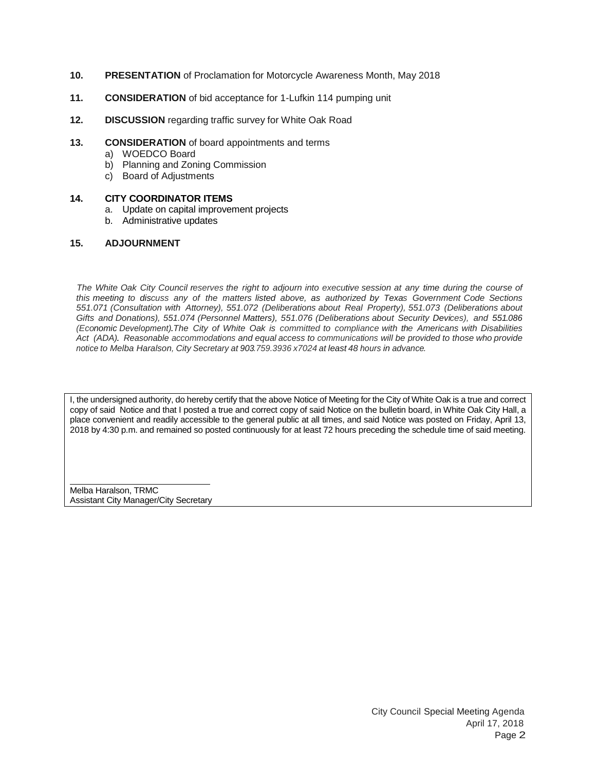**10. PRESENTATION** of Proclamation for Motorcycle Awareness Month, May 2018

**11. CONSIDERATION** of bid acceptance for 1-Lufkin 114 pumping unit

**12. DISCUSSION** regarding traffic survey for White Oak Road

**13. CONSIDERATION** of board appointments and terms

a) WOEDCO Board
b) Planning and Zoning Commission
c) Board of Adjustments

**14. CITY COORDINATOR ITEMS**

a. Update on capital improvement projects
b. Administrative updates

**15. ADJOURNMENT**

*The White Oak City Council reserves the right to adjourn into executive session at any time during the course of this meeting to discuss any of the matters listed above, as authorized by Texas Government Code Sections 551.071 (Consultation with Attorney), 551.072 (Deliberations about Real Property), 551.073 (Deliberations about Gifts and Donations), 551.074 (Personnel Matters), 551.076 (Deliberations about Security Devices), and 551.086 (Economic Development).The City of White Oak is committed to compliance with the Americans with Disabilities Act (ADA). Reasonable accommodations and equal access to communications will be provided to those who provide notice to Melba Haralson, City Secretary at 903.759.3936 x7024 at least 48 hours in advance.*

I, the undersigned authority, do hereby certify that the above Notice of Meeting for the City of White Oak is a true and correct copy of said Notice and that I posted a true and correct copy of said Notice on the bulletin board, in White Oak City Hall, a place convenient and readily accessible to the general public at all times, and said Notice was posted on Friday, April 13, 2018 by 4:30 p.m. and remained so posted continuously for at least 72 hours preceding the schedule time of said meeting.

Melba Haralson, TRMC
Assistant City Manager/City Secretary